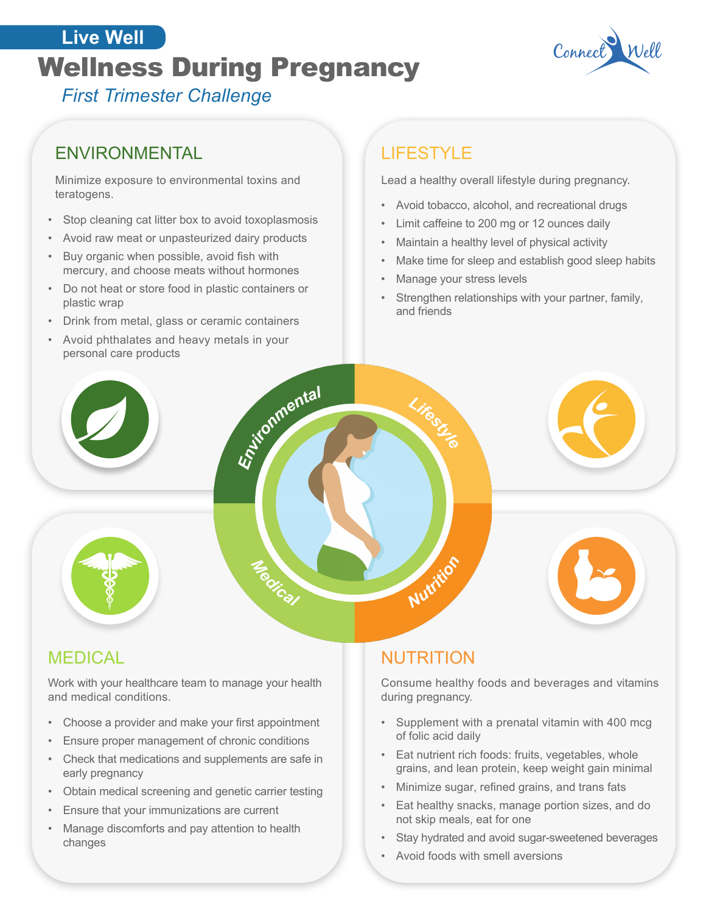Live Well

# Wellness During Pregnancy

*First Trimester Challenge*

## ENVIRONMENTAL

Minimize exposure to environmental toxins and teratogens.

- Stop cleaning cat litter box to avoid toxoplasmosis
- Avoid raw meat or unpasteurized dairy products
- Buy organic when possible, avoid fish with mercury, and choose meats without hormones
- Do not heat or store food in plastic containers or plastic wrap
- Drink from metal, glass or ceramic containers
- Avoid phthalates and heavy metals in your personal care products

## LIFESTYLE

Lead a healthy overall lifestyle during pregnancy.

- Avoid tobacco, alcohol, and recreational drugs
- Limit caffeine to 200 mg or 12 ounces daily
- Maintain a healthy level of physical activity
- Make time for sleep and establish good sleep habits
- Manage your stress levels
- Strengthen relationships with your partner, family, and friends

## MEDICAL

Work with your healthcare team to manage your health and medical conditions.

- Choose a provider and make your first appointment
- Ensure proper management of chronic conditions
- Check that medications and supplements are safe in early pregnancy
- Obtain medical screening and genetic carrier testing
- Ensure that your immunizations are current
- Manage discomforts and pay attention to health changes

## NUTRITION

Consume healthy foods and beverages and vitamins during pregnancy.

- Supplement with a prenatal vitamin with 400 mcg of folic acid daily
- Eat nutrient rich foods: fruits, vegetables, whole grains, and lean protein, keep weight gain minimal
- Minimize sugar, refined grains, and trans fats
- Eat healthy snacks, manage portion sizes, and do not skip meals, eat for one
- Stay hydrated and avoid sugar-sweetened beverages
- Avoid foods with smell aversions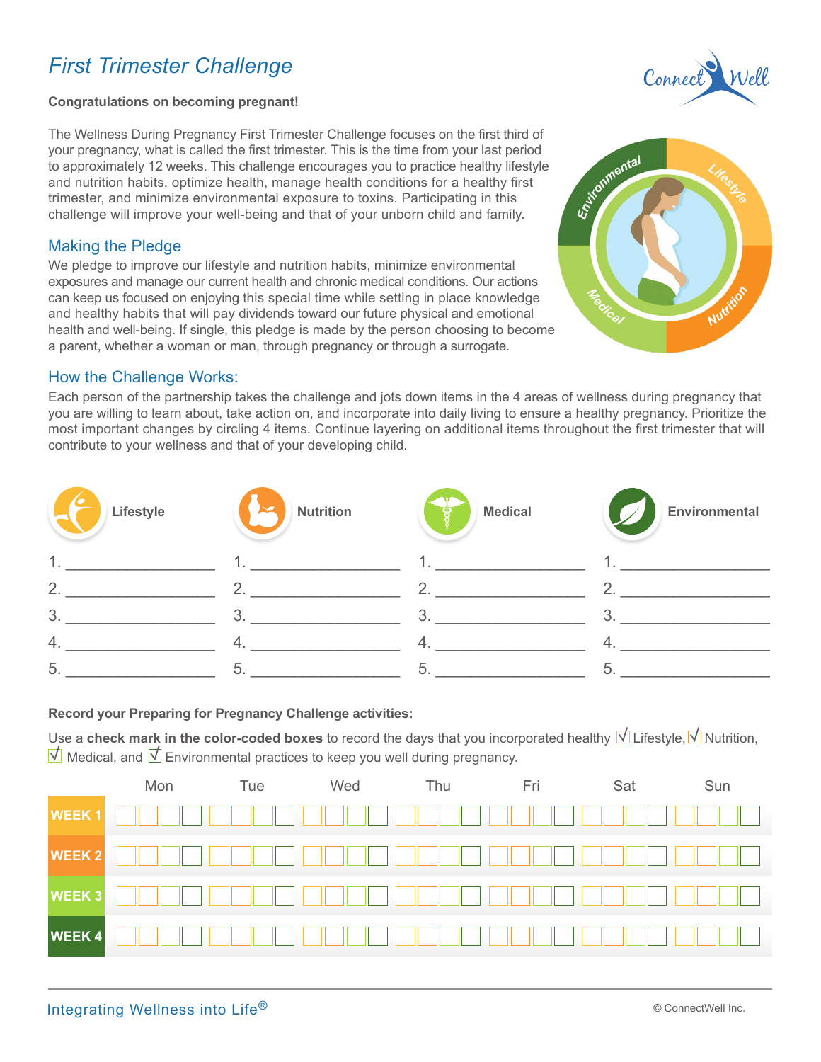# First Trimester Challenge

**Congratulations on becoming pregnant!**

The Wellness During Pregnancy First Trimester Challenge focuses on the first third of your pregnancy, what is called the first trimester. This is the time from your last period to approximately 12 weeks. This challenge encourages you to practice healthy lifestyle and nutrition habits, optimize health, manage health conditions for a healthy first trimester, and minimize environmental exposure to toxins. Participating in this challenge will improve your well-being and that of your unborn child and family.

## Making the Pledge

We pledge to improve our lifestyle and nutrition habits, minimize environmental exposures and manage our current health and chronic medical conditions. Our actions can keep us focused on enjoying this special time while setting in place knowledge and healthy habits that will pay dividends toward our future physical and emotional health and well-being. If single, this pledge is made by the person choosing to become a parent, whether a woman or man, through pregnancy or through a surrogate.

## How the Challenge Works:

Each person of the partnership takes the challenge and jots down items in the 4 areas of wellness during pregnancy that you are willing to learn about, take action on, and incorporate into daily living to ensure a healthy pregnancy. Prioritize the most important changes by circling 4 items. Continue layering on additional items throughout the first trimester that will contribute to your wellness and that of your developing child.

| Lifestyle | Nutrition | Medical | Environmental |
|---|---|---|---|
| 1. ___ | 1. ___ | 1. ___ | 1. ___ |
| 2. ___ | 2. ___ | 2. ___ | 2. ___ |
| 3. ___ | 3. ___ | 3. ___ | 3. ___ |
| 4. ___ | 4. ___ | 4. ___ | 4. ___ |
| 5. ___ | 5. ___ | 5. ___ | 5. ___ |

**Record your Preparing for Pregnancy Challenge activities:**

Use a **check mark in the color-coded boxes** to record the days that you incorporated healthy ☑ Lifestyle, ☑ Nutrition, ☑ Medical, and ☑ Environmental practices to keep you well during pregnancy.

| | Mon | Tue | Wed | Thu | Fri | Sat | Sun |
|---|---|---|---|---|---|---|---|
| WEEK 1 | ☐☐☐☐ | ☐☐☐☐ | ☐☐☐☐ | ☐☐☐☐ | ☐☐☐☐ | ☐☐☐☐ | ☐☐☐☐ |
| WEEK 2 | ☐☐☐☐ | ☐☐☐☐ | ☐☐☐☐ | ☐☐☐☐ | ☐☐☐☐ | ☐☐☐☐ | ☐☐☐☐ |
| WEEK 3 | ☐☐☐☐ | ☐☐☐☐ | ☐☐☐☐ | ☐☐☐☐ | ☐☐☐☐ | ☐☐☐☐ | ☐☐☐☐ |
| WEEK 4 | ☐☐☐☐ | ☐☐☐☐ | ☐☐☐☐ | ☐☐☐☐ | ☐☐☐☐ | ☐☐☐☐ | ☐☐☐☐ |

Integrating Wellness into Life®

© ConnectWell Inc.